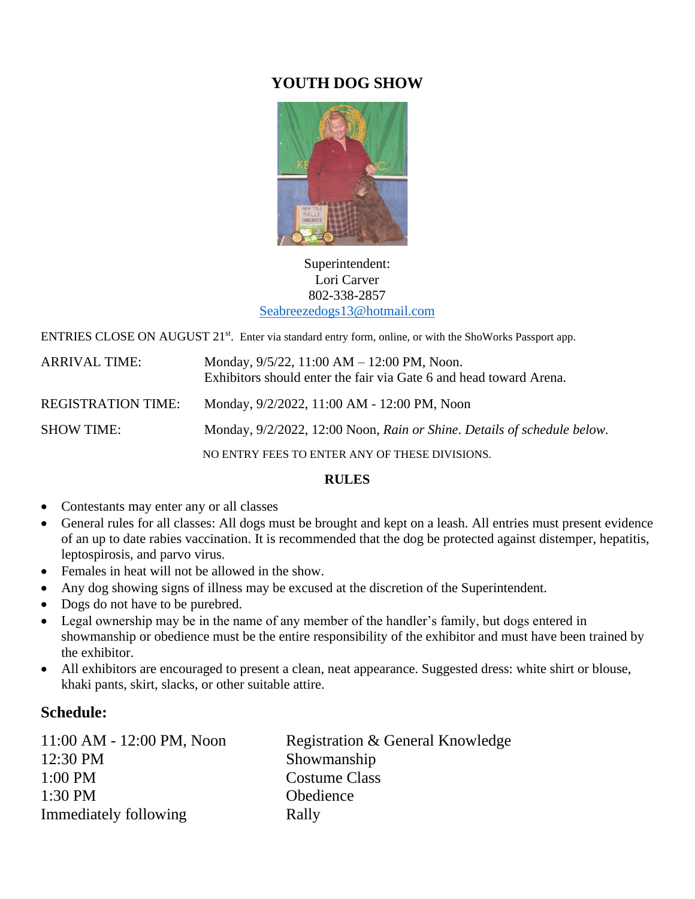# YOUTH DOG SHOW

Superintendent:
Lori Carver
802-338-2857
Seabreezedogs13@hotmail.com

ENTRIES CLOSE ON AUGUST 21st. Enter via standard entry form, online, or with the ShoWorks Passport app.

| | |
|---|---|
| ARRIVAL TIME: | Monday, 9/5/22, 11:00 AM – 12:00 PM, Noon. Exhibitors should enter the fair via Gate 6 and head toward Arena. |
| REGISTRATION TIME: | Monday, 9/2/2022, 11:00 AM - 12:00 PM, Noon |
| SHOW TIME: | Monday, 9/2/2022, 12:00 Noon, *Rain or Shine. Details of schedule below.* |

NO ENTRY FEES TO ENTER ANY OF THESE DIVISIONS.

**RULES**

- Contestants may enter any or all classes
- General rules for all classes: All dogs must be brought and kept on a leash. All entries must present evidence of an up to date rabies vaccination. It is recommended that the dog be protected against distemper, hepatitis, leptospirosis, and parvo virus.
- Females in heat will not be allowed in the show.
- Any dog showing signs of illness may be excused at the discretion of the Superintendent.
- Dogs do not have to be purebred.
- Legal ownership may be in the name of any member of the handler's family, but dogs entered in showmanship or obedience must be the entire responsibility of the exhibitor and must have been trained by the exhibitor.
- All exhibitors are encouraged to present a clean, neat appearance. Suggested dress: white shirt or blouse, khaki pants, skirt, slacks, or other suitable attire.

## Schedule:

| | |
|---|---|
| 11:00 AM - 12:00 PM, Noon | Registration & General Knowledge |
| 12:30 PM | Showmanship |
| 1:00 PM | Costume Class |
| 1:30 PM | Obedience |
| Immediately following | Rally |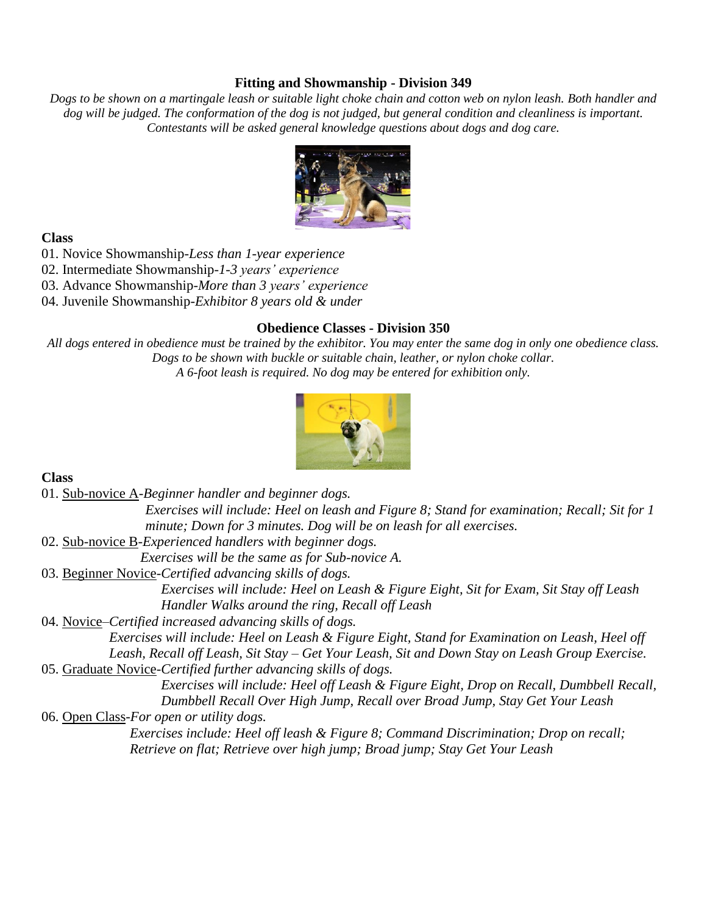## Fitting and Showmanship - Division 349

*Dogs to be shown on a martingale leash or suitable light choke chain and cotton web on nylon leash. Both handler and dog will be judged. The conformation of the dog is not judged, but general condition and cleanliness is important. Contestants will be asked general knowledge questions about dogs and dog care.*

**Class**

01. Novice Showmanship-*Less than 1-year experience*
02. Intermediate Showmanship-*1-3 years' experience*
03. Advance Showmanship-*More than 3 years' experience*
04. Juvenile Showmanship-*Exhibitor 8 years old & under*

## Obedience Classes - Division 350

*All dogs entered in obedience must be trained by the exhibitor. You may enter the same dog in only one obedience class. Dogs to be shown with buckle or suitable chain, leather, or nylon choke collar. A 6-foot leash is required. No dog may be entered for exhibition only.*

**Class**

01. Sub-novice A-*Beginner handler and beginner dogs.*
    *Exercises will include: Heel on leash and Figure 8; Stand for examination; Recall; Sit for 1 minute; Down for 3 minutes. Dog will be on leash for all exercises.*
02. Sub-novice B-*Experienced handlers with beginner dogs.*
    *Exercises will be the same as for Sub-novice A.*
03. Beginner Novice-*Certified advancing skills of dogs.*
    *Exercises will include: Heel on Leash & Figure Eight, Sit for Exam, Sit Stay off Leash Handler Walks around the ring, Recall off Leash*
04. Novice–*Certified increased advancing skills of dogs.*
    *Exercises will include: Heel on Leash & Figure Eight, Stand for Examination on Leash, Heel off Leash, Recall off Leash, Sit Stay – Get Your Leash, Sit and Down Stay on Leash Group Exercise.*
05. Graduate Novice-*Certified further advancing skills of dogs.*
    *Exercises will include: Heel off Leash & Figure Eight, Drop on Recall, Dumbbell Recall, Dumbbell Recall Over High Jump, Recall over Broad Jump, Stay Get Your Leash*
06. Open Class-*For open or utility dogs.*
    *Exercises include: Heel off leash & Figure 8; Command Discrimination; Drop on recall; Retrieve on flat; Retrieve over high jump; Broad jump; Stay Get Your Leash*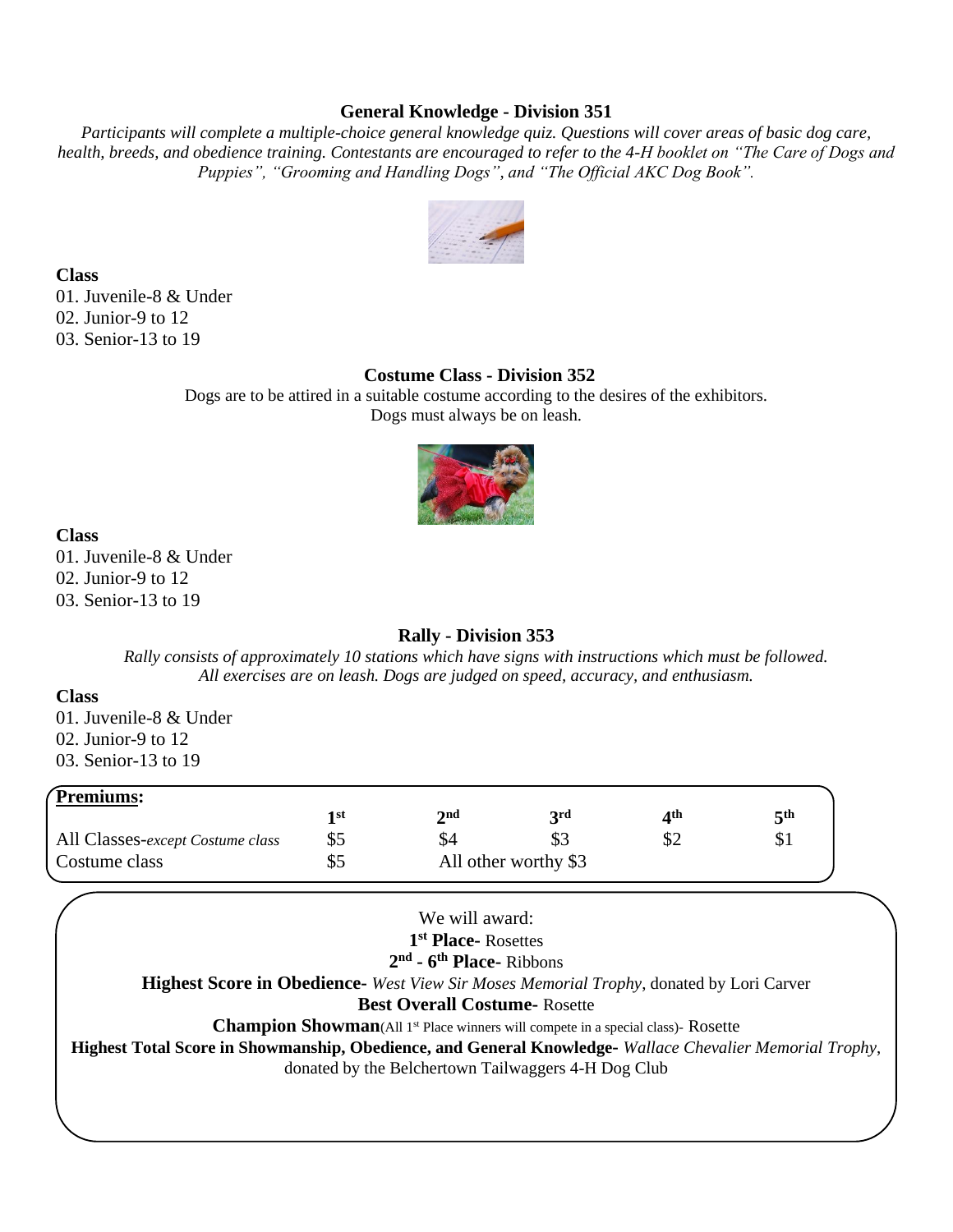### General Knowledge - Division 351

*Participants will complete a multiple-choice general knowledge quiz. Questions will cover areas of basic dog care, health, breeds, and obedience training. Contestants are encouraged to refer to the 4-H booklet on "The Care of Dogs and Puppies", "Grooming and Handling Dogs", and "The Official AKC Dog Book".*

**Class**

01. Juvenile-8 & Under
02. Junior-9 to 12
03. Senior-13 to 19

### Costume Class - Division 352

Dogs are to be attired in a suitable costume according to the desires of the exhibitors.
Dogs must always be on leash.

**Class**

01. Juvenile-8 & Under
02. Junior-9 to 12
03. Senior-13 to 19

### Rally - Division 353

*Rally consists of approximately 10 stations which have signs with instructions which must be followed. All exercises are on leash. Dogs are judged on speed, accuracy, and enthusiasm.*

**Class**

01. Juvenile-8 & Under
02. Junior-9 to 12
03. Senior-13 to 19

**Premiums:**

| | 1st | 2nd | 3rd | 4th | 5th |
|---|---|---|---|---|---|
| All Classes-*except Costume class* | $5 | $4 | $3 | $2 | $1 |
| Costume class | $5 | All other worthy $3 | | | |

We will award:

**1st Place-** Rosettes

**2nd - 6th Place-** Ribbons

**Highest Score in Obedience-** *West View Sir Moses Memorial Trophy*, donated by Lori Carver

**Best Overall Costume-** Rosette

**Champion Showman**(All 1st Place winners will compete in a special class)- Rosette

**Highest Total Score in Showmanship, Obedience, and General Knowledge-** *Wallace Chevalier Memorial Trophy*, donated by the Belchertown Tailwaggers 4-H Dog Club